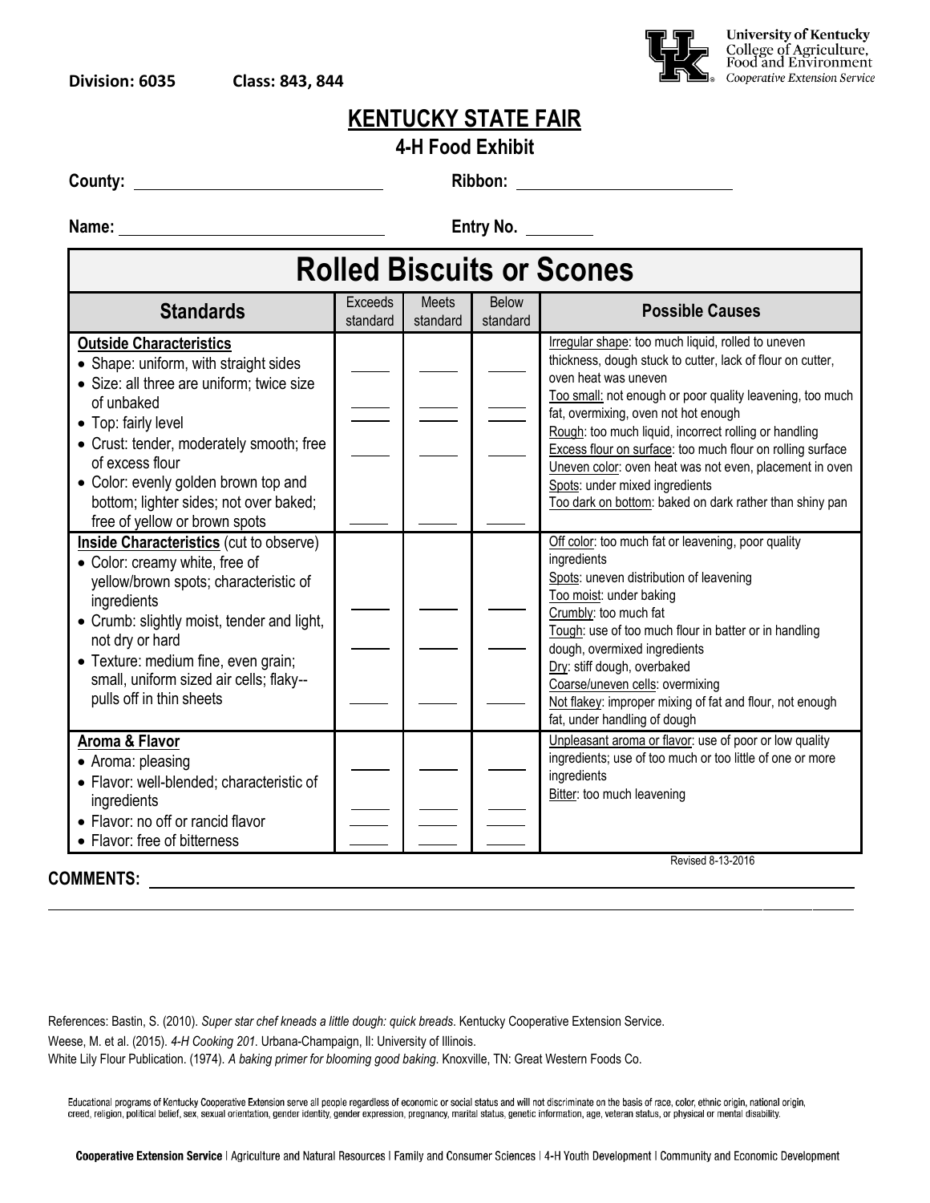**Division: 6035 Class: 843, 844**

University of Kentucky
College of Agriculture, Food and Environment
Cooperative Extension Service

# KENTUCKY STATE FAIR

## 4-H Food Exhibit

**County:** ______________________ **Ribbon:** ______________________

**Name:** ______________________ **Entry No.** ________

## Rolled Biscuits or Scones

| Standards | Exceeds standard | Meets standard | Below standard | Possible Causes |
|---|---|---|---|---|
| **Outside Characteristics**<br>• Shape: uniform, with straight sides<br>• Size: all three are uniform; twice size of unbaked<br>• Top: fairly level<br>• Crust: tender, moderately smooth; free of excess flour<br>• Color: evenly golden brown top and bottom; lighter sides; not over baked; free of yellow or brown spots | ____<br>____<br>____<br>____<br>____ | ____<br>____<br>____<br>____<br>____ | ____<br>____<br>____<br>____<br>____ | Irregular shape: too much liquid, rolled to uneven thickness, dough stuck to cutter, lack of flour on cutter, oven heat was uneven<br>Too small: not enough or poor quality leavening, too much fat, overmixing, oven not hot enough<br>Rough: too much liquid, incorrect rolling or handling<br>Excess flour on surface: too much flour on rolling surface<br>Uneven color: oven heat was not even, placement in oven<br>Spots: under mixed ingredients<br>Too dark on bottom: baked on dark rather than shiny pan |
| **Inside Characteristics** (cut to observe)<br>• Color: creamy white, free of yellow/brown spots; characteristic of ingredients<br>• Crumb: slightly moist, tender and light, not dry or hard<br>• Texture: medium fine, even grain; small, uniform sized air cells; flaky--pulls off in thin sheets | ____<br>____<br>____ | ____<br>____<br>____ | ____<br>____<br>____ | Off color: too much fat or leavening, poor quality ingredients<br>Spots: uneven distribution of leavening<br>Too moist: under baking<br>Crumbly: too much fat<br>Tough: use of too much flour in batter or in handling dough, overmixed ingredients<br>Dry: stiff dough, overbaked<br>Coarse/uneven cells: overmixing<br>Not flakey: improper mixing of fat and flour, not enough fat, under handling of dough |
| **Aroma & Flavor**<br>• Aroma: pleasing<br>• Flavor: well-blended; characteristic of ingredients<br>• Flavor: no off or rancid flavor<br>• Flavor: free of bitterness | ____<br>____<br>____<br>____ | ____<br>____<br>____<br>____ | ____<br>____<br>____<br>____ | Unpleasant aroma or flavor: use of poor or low quality ingredients; use of too much or too little of one or more ingredients<br>Bitter: too much leavening |

Revised 8-13-2016

**COMMENTS:** ________________________________________________________________

References: Bastin, S. (2010). *Super star chef kneads a little dough: quick breads*. Kentucky Cooperative Extension Service.
Weese, M. et al. (2015). *4-H Cooking 201*. Urbana-Champaign, Il: University of Illinois.
White Lily Flour Publication. (1974). *A baking primer for blooming good baking*. Knoxville, TN: Great Western Foods Co.

Educational programs of Kentucky Cooperative Extension serve all people regardless of economic or social status and will not discriminate on the basis of race, color, ethnic origin, national origin, creed, religion, political belief, sex, sexual orientation, gender identity, gender expression, pregnancy, marital status, genetic information, age, veteran status, or physical or mental disability.

**Cooperative Extension Service** | Agriculture and Natural Resources | Family and Consumer Sciences | 4-H Youth Development | Community and Economic Development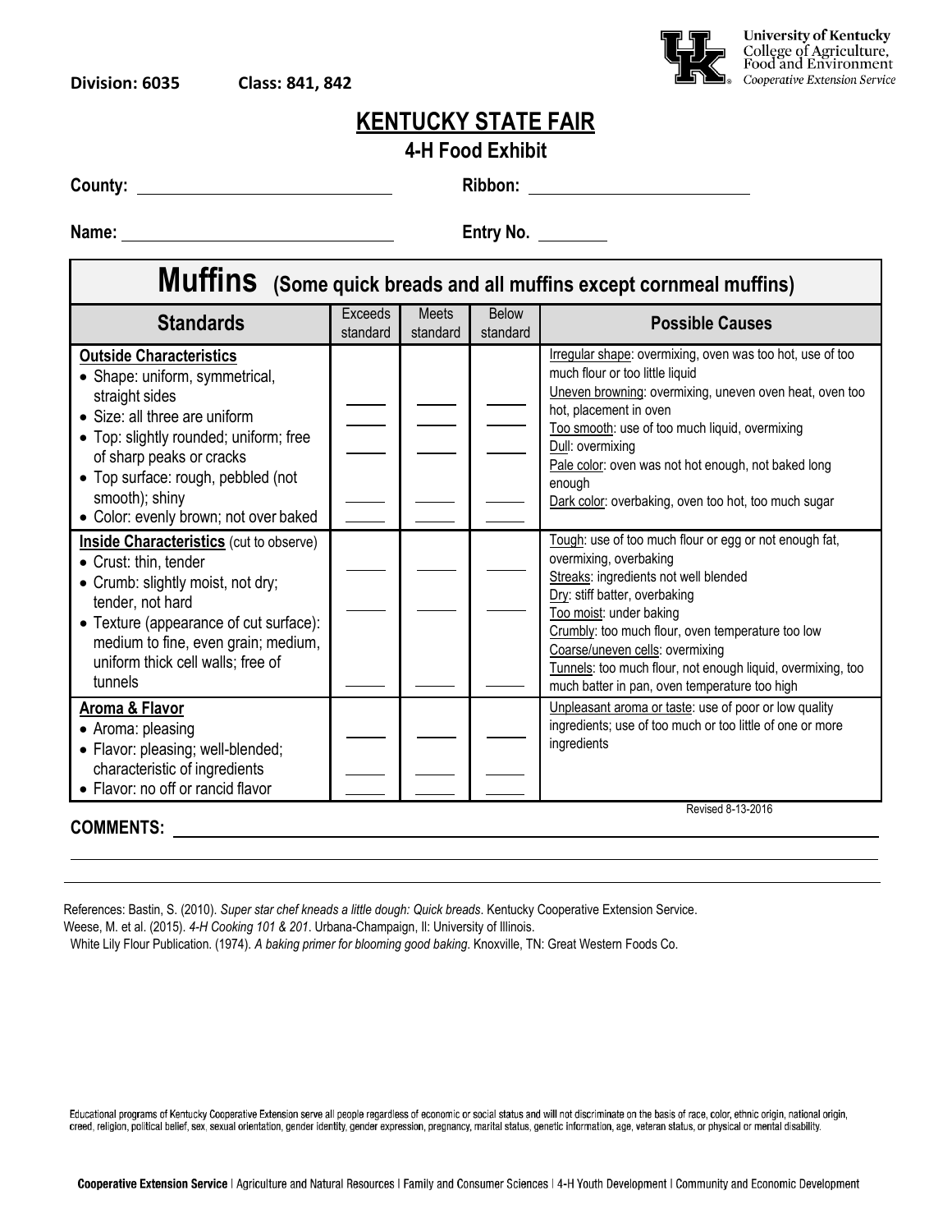**Division: 6035** **Class: 841, 842**

University of Kentucky
College of Agriculture, Food and Environment
*Cooperative Extension Service*

# KENTUCKY STATE FAIR

## 4-H Food Exhibit

**County:** ______________________ **Ribbon:** ______________________

**Name:** ______________________ **Entry No.** ________

| **Muffins** (Some quick breads and all muffins except cornmeal muffins) | | | | |
|---|---|---|---|---|
| **Standards** | Exceeds standard | Meets standard | Below standard | **Possible Causes** |
| **Outside Characteristics**<br>• Shape: uniform, symmetrical, straight sides<br>• Size: all three are uniform<br>• Top: slightly rounded; uniform; free of sharp peaks or cracks<br>• Top surface: rough, pebbled (not smooth); shiny<br>• Color: evenly brown; not over baked | | | | Irregular shape: overmixing, oven was too hot, use of too much flour or too little liquid<br>Uneven browning: overmixing, uneven oven heat, oven too hot, placement in oven<br>Too smooth: use of too much liquid, overmixing<br>Dull: overmixing<br>Pale color: oven was not hot enough, not baked long enough<br>Dark color: overbaking, oven too hot, too much sugar |
| **Inside Characteristics** (cut to observe)<br>• Crust: thin, tender<br>• Crumb: slightly moist, not dry; tender, not hard<br>• Texture (appearance of cut surface): medium to fine, even grain; medium, uniform thick cell walls; free of tunnels | | | | Tough: use of too much flour or egg or not enough fat, overmixing, overbaking<br>Streaks: ingredients not well blended<br>Dry: stiff batter, overbaking<br>Too moist: under baking<br>Crumbly: too much flour, oven temperature too low<br>Coarse/uneven cells: overmixing<br>Tunnels: too much flour, not enough liquid, overmixing, too much batter in pan, oven temperature too high |
| **Aroma & Flavor**<br>• Aroma: pleasing<br>• Flavor: pleasing; well-blended; characteristic of ingredients<br>• Flavor: no off or rancid flavor | | | | Unpleasant aroma or taste: use of poor or low quality ingredients; use of too much or too little of one or more ingredients |

Revised 8-13-2016

**COMMENTS:** ______________________________________________

References: Bastin, S. (2010). *Super star chef kneads a little dough: Quick breads*. Kentucky Cooperative Extension Service.
Weese, M. et al. (2015). *4-H Cooking 101 & 201*. Urbana-Champaign, Il: University of Illinois.
White Lily Flour Publication. (1974). *A baking primer for blooming good baking*. Knoxville, TN: Great Western Foods Co.

Educational programs of Kentucky Cooperative Extension serve all people regardless of economic or social status and will not discriminate on the basis of race, color, ethnic origin, national origin, creed, religion, political belief, sex, sexual orientation, gender identity, gender expression, pregnancy, marital status, genetic information, age, veteran status, or physical or mental disability.

**Cooperative Extension Service** | Agriculture and Natural Resources | Family and Consumer Sciences | 4-H Youth Development | Community and Economic Development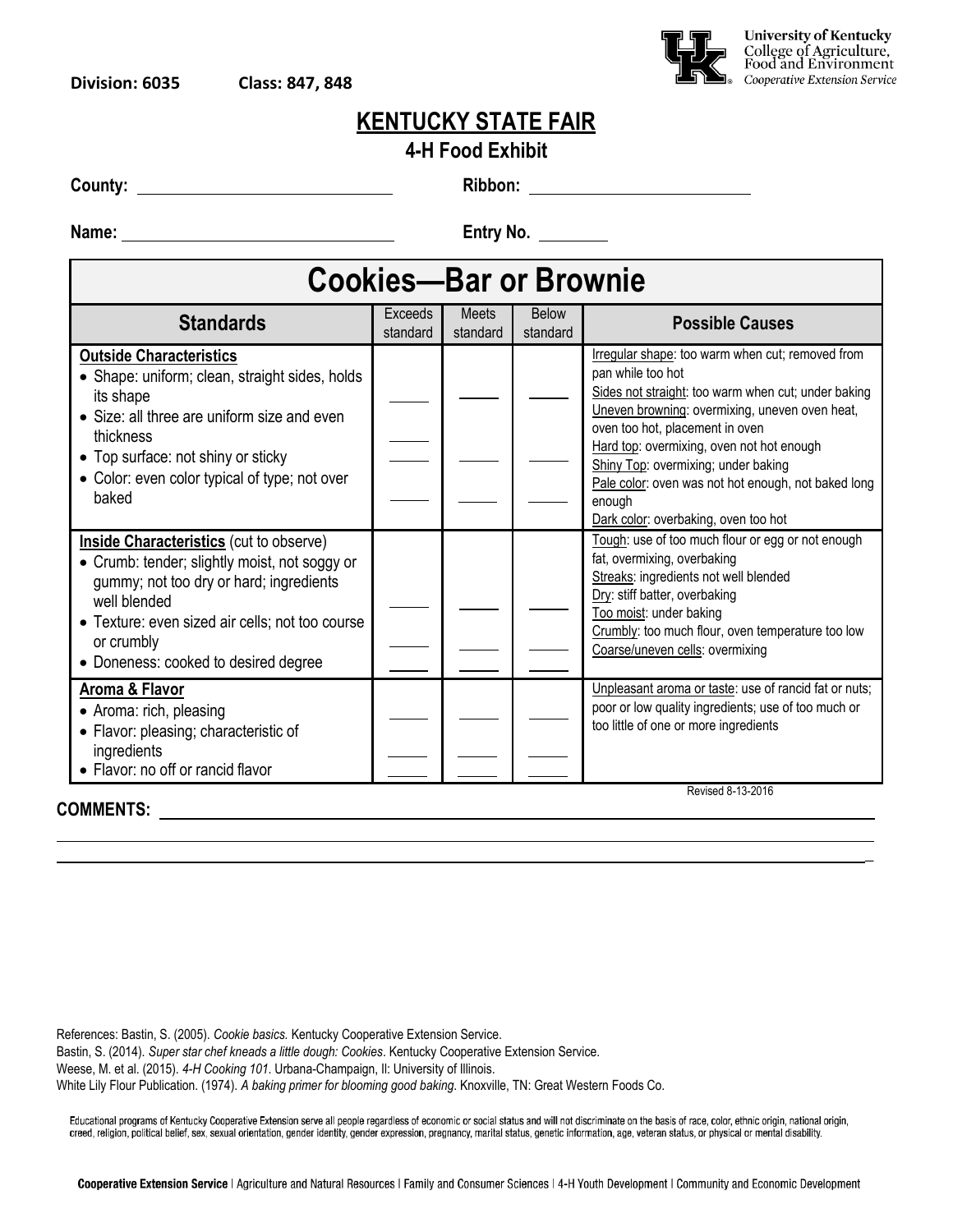**Division: 6035** **Class: 847, 848**

University of Kentucky
College of Agriculture, Food and Environment
*Cooperative Extension Service*

# KENTUCKY STATE FAIR

## 4-H Food Exhibit

**County:** ______________________ **Ribbon:** ____________________

**Name:** ______________________ **Entry No.** ________

## Cookies—Bar or Brownie

| Standards | Exceeds standard | Meets standard | Below standard | Possible Causes |
|---|---|---|---|---|
| **Outside Characteristics**<br>• Shape: uniform; clean, straight sides, holds its shape<br>• Size: all three are uniform size and even thickness<br>• Top surface: not shiny or sticky<br>• Color: even color typical of type; not over baked | ____<br>____<br>____<br>____ | ____<br>____<br>____<br>____ | ____<br>____<br>____<br>____ | Irregular shape: too warm when cut; removed from pan while too hot<br>Sides not straight: too warm when cut; under baking<br>Uneven browning: overmixing, uneven oven heat, oven too hot, placement in oven<br>Hard top: overmixing, oven not hot enough<br>Shiny Top: overmixing; under baking<br>Pale color: oven was not hot enough, not baked long enough<br>Dark color: overbaking, oven too hot |
| **Inside Characteristics** (cut to observe)<br>• Crumb: tender; slightly moist, not soggy or gummy; not too dry or hard; ingredients well blended<br>• Texture: even sized air cells; not too course or crumbly<br>• Doneness: cooked to desired degree | ____<br>____<br>____ | ____<br>____<br>____ | ____<br>____<br>____ | Tough: use of too much flour or egg or not enough fat, overmixing, overbaking<br>Streaks: ingredients not well blended<br>Dry: stiff batter, overbaking<br>Too moist: under baking<br>Crumbly: too much flour, oven temperature too low<br>Coarse/uneven cells: overmixing |
| **Aroma & Flavor**<br>• Aroma: rich, pleasing<br>• Flavor: pleasing; characteristic of ingredients<br>• Flavor: no off or rancid flavor | ____<br>____<br>____ | ____<br>____<br>____ | ____<br>____<br>____ | Unpleasant aroma or taste: use of rancid fat or nuts; poor or low quality ingredients; use of too much or too little of one or more ingredients |

Revised 8-13-2016

**COMMENTS:** ________________________________________________

________________________________________________

________________________________________________

References: Bastin, S. (2005). *Cookie basics.* Kentucky Cooperative Extension Service.
Bastin, S. (2014). *Super star chef kneads a little dough: Cookies*. Kentucky Cooperative Extension Service.
Weese, M. et al. (2015). *4-H Cooking 101*. Urbana-Champaign, Il: University of Illinois.
White Lily Flour Publication. (1974). *A baking primer for blooming good baking*. Knoxville, TN: Great Western Foods Co.

Educational programs of Kentucky Cooperative Extension serve all people regardless of economic or social status and will not discriminate on the basis of race, color, ethnic origin, national origin, creed, religion, political belief, sex, sexual orientation, gender identity, gender expression, pregnancy, marital status, genetic information, age, veteran status, or physical or mental disability.

**Cooperative Extension Service** | Agriculture and Natural Resources | Family and Consumer Sciences | 4-H Youth Development | Community and Economic Development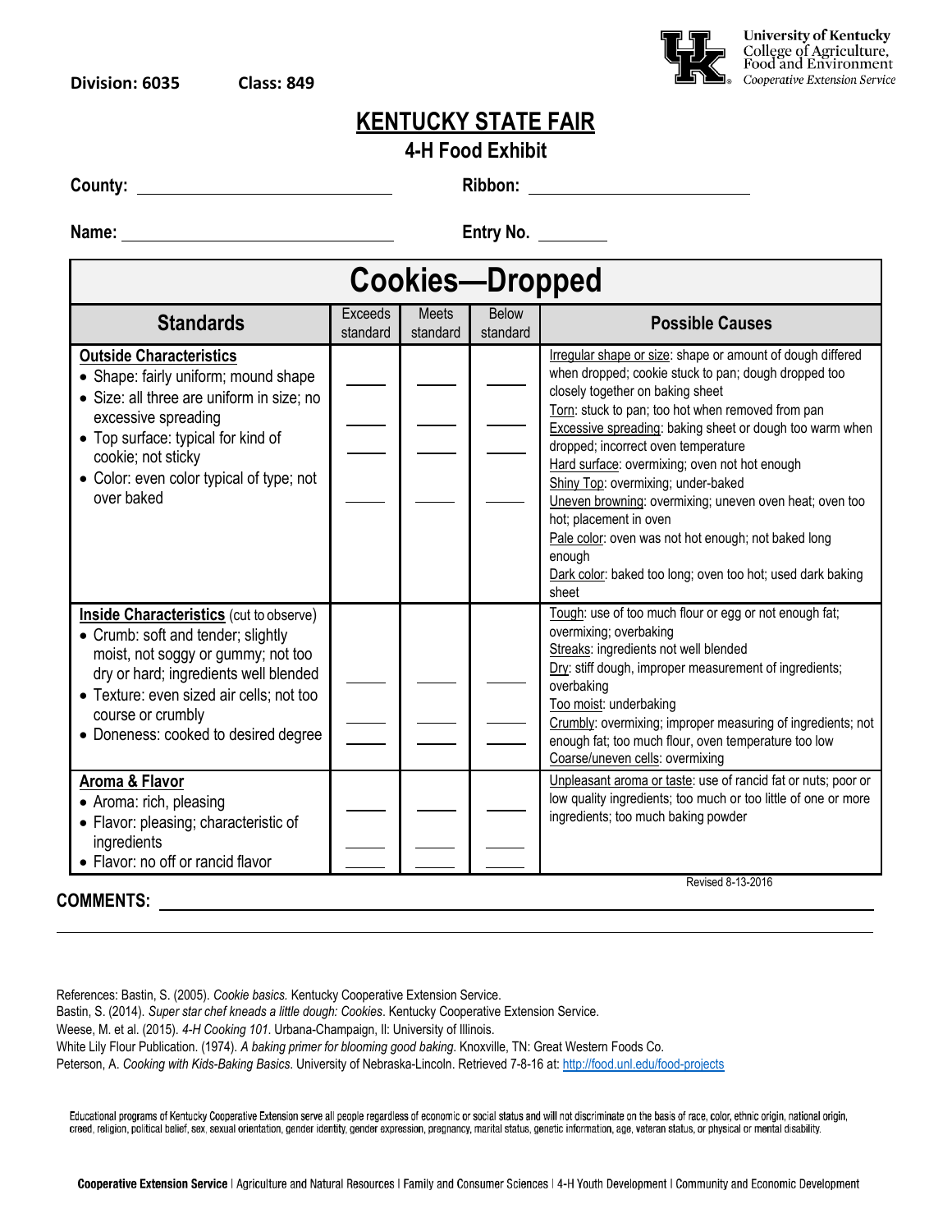Division: 6035 Class: 849

University of Kentucky
College of Agriculture, Food and Environment
Cooperative Extension Service

# KENTUCKY STATE FAIR

## 4-H Food Exhibit

**County:** ______________________ **Ribbon:** ______________________

**Name:** ______________________ **Entry No.** ________

| Cookies—Dropped | | | | |
|---|---|---|---|---|
| **Standards** | Exceeds standard | Meets standard | Below standard | **Possible Causes** |
| **Outside Characteristics**<br>• Shape: fairly uniform; mound shape<br>• Size: all three are uniform in size; no excessive spreading<br>• Top surface: typical for kind of cookie; not sticky<br>• Color: even color typical of type; not over baked | ____<br>____<br>____<br>____ | ____<br>____<br>____<br>____ | ____<br>____<br>____<br>____ | Irregular shape or size: shape or amount of dough differed when dropped; cookie stuck to pan; dough dropped too closely together on baking sheet<br>Torn: stuck to pan; too hot when removed from pan<br>Excessive spreading: baking sheet or dough too warm when dropped; incorrect oven temperature<br>Hard surface: overmixing; oven not hot enough<br>Shiny Top: overmixing; under-baked<br>Uneven browning: overmixing; uneven oven heat; oven too hot; placement in oven<br>Pale color: oven was not hot enough; not baked long enough<br>Dark color: baked too long; oven too hot; used dark baking sheet |
| **Inside Characteristics** (cut to observe)<br>• Crumb: soft and tender; slightly moist, not soggy or gummy; not too dry or hard; ingredients well blended<br>• Texture: even sized air cells; not too course or crumbly<br>• Doneness: cooked to desired degree | ____<br>____<br>____ | ____<br>____<br>____ | ____<br>____<br>____ | Tough: use of too much flour or egg or not enough fat; overmixing; overbaking<br>Streaks: ingredients not well blended<br>Dry: stiff dough, improper measurement of ingredients; overbaking<br>Too moist: underbaking<br>Crumbly: overmixing; improper measuring of ingredients; not enough fat; too much flour, oven temperature too low<br>Coarse/uneven cells: overmixing |
| **Aroma & Flavor**<br>• Aroma: rich, pleasing<br>• Flavor: pleasing; characteristic of ingredients<br>• Flavor: no off or rancid flavor | ____<br>____<br>____ | ____<br>____<br>____ | ____<br>____<br>____ | Unpleasant aroma or taste: use of rancid fat or nuts; poor or low quality ingredients; too much or too little of one or more ingredients; too much baking powder |

Revised 8-13-2016

**COMMENTS:** ______________________________________________________________

References: Bastin, S. (2005). *Cookie basics.* Kentucky Cooperative Extension Service.
Bastin, S. (2014). *Super star chef kneads a little dough: Cookies*. Kentucky Cooperative Extension Service.
Weese, M. et al. (2015). *4-H Cooking 101*. Urbana-Champaign, Il: University of Illinois.
White Lily Flour Publication. (1974). *A baking primer for blooming good baking*. Knoxville, TN: Great Western Foods Co.
Peterson, A. *Cooking with Kids-Baking Basics*. University of Nebraska-Lincoln. Retrieved 7-8-16 at: http://food.unl.edu/food-projects

Educational programs of Kentucky Cooperative Extension serve all people regardless of economic or social status and will not discriminate on the basis of race, color, ethnic origin, national origin, creed, religion, political belief, sex, sexual orientation, gender identity, gender expression, pregnancy, marital status, genetic information, age, veteran status, or physical or mental disability.

**Cooperative Extension Service** | Agriculture and Natural Resources | Family and Consumer Sciences | 4-H Youth Development | Community and Economic Development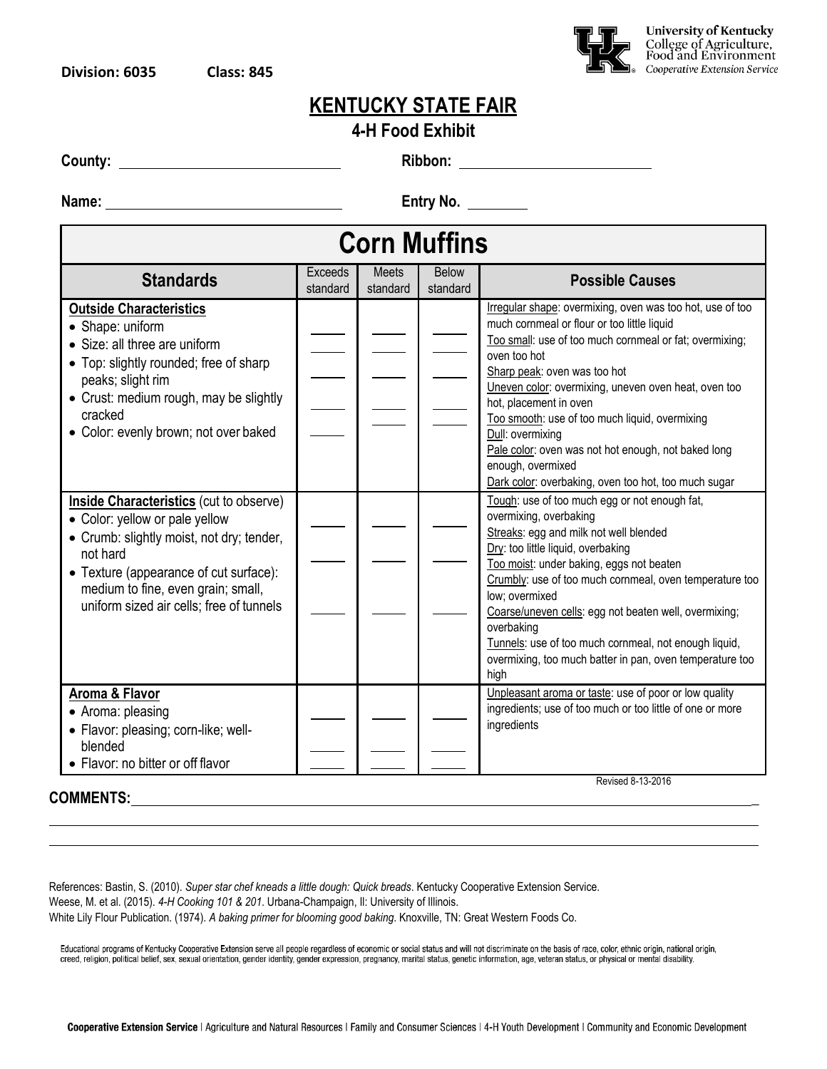Division: 6035 Class: 845

University of Kentucky
College of Agriculture, Food and Environment
Cooperative Extension Service

# KENTUCKY STATE FAIR

## 4-H Food Exhibit

**County:** ______________________ **Ribbon:** ______________________

**Name:** ______________________ **Entry No.** ________

## Corn Muffins

| Standards | Exceeds standard | Meets standard | Below standard | Possible Causes |
|---|---|---|---|---|
| **Outside Characteristics**<br>• Shape: uniform<br>• Size: all three are uniform<br>• Top: slightly rounded; free of sharp peaks; slight rim<br>• Crust: medium rough, may be slightly cracked<br>• Color: evenly brown; not over baked | ____<br>____<br>____<br>____<br>____ | ____<br>____<br>____<br>____<br>____ | ____<br>____<br>____<br>____<br>____ | Irregular shape: overmixing, oven was too hot, use of too much cornmeal or flour or too little liquid<br>Too small: use of too much cornmeal or fat; overmixing; oven too hot<br>Sharp peak: oven was too hot<br>Uneven color: overmixing, uneven oven heat, oven too hot, placement in oven<br>Too smooth: use of too much liquid, overmixing<br>Dull: overmixing<br>Pale color: oven was not hot enough, not baked long enough, overmixed<br>Dark color: overbaking, oven too hot, too much sugar |
| **Inside Characteristics** (cut to observe)<br>• Color: yellow or pale yellow<br>• Crumb: slightly moist, not dry; tender, not hard<br>• Texture (appearance of cut surface): medium to fine, even grain; small, uniform sized air cells; free of tunnels | ____<br>____<br>____ | ____<br>____<br>____ | ____<br>____<br>____ | Tough: use of too much egg or not enough fat, overmixing, overbaking<br>Streaks: egg and milk not well blended<br>Dry: too little liquid, overbaking<br>Too moist: under baking, eggs not beaten<br>Crumbly: use of too much cornmeal, oven temperature too low; overmixed<br>Coarse/uneven cells: egg not beaten well, overmixing; overbaking<br>Tunnels: use of too much cornmeal, not enough liquid, overmixing, too much batter in pan, oven temperature too high |
| **Aroma & Flavor**<br>• Aroma: pleasing<br>• Flavor: pleasing; corn-like; well-blended<br>• Flavor: no bitter or off flavor | ____<br>____<br>____ | ____<br>____<br>____ | ____<br>____<br>____ | Unpleasant aroma or taste: use of poor or low quality ingredients; use of too much or too little of one or more ingredients |

Revised 8-13-2016

**COMMENTS:** ______________________________________________________________

References: Bastin, S. (2010). *Super star chef kneads a little dough: Quick breads*. Kentucky Cooperative Extension Service.
Weese, M. et al. (2015). *4-H Cooking 101 & 201*. Urbana-Champaign, Il: University of Illinois.
White Lily Flour Publication. (1974). *A baking primer for blooming good baking*. Knoxville, TN: Great Western Foods Co.

Educational programs of Kentucky Cooperative Extension serve all people regardless of economic or social status and will not discriminate on the basis of race, color, ethnic origin, national origin, creed, religion, political belief, sex, sexual orientation, gender identity, gender expression, pregnancy, marital status, genetic information, age, veteran status, or physical or mental disability.

**Cooperative Extension Service** | Agriculture and Natural Resources | Family and Consumer Sciences | 4-H Youth Development | Community and Economic Development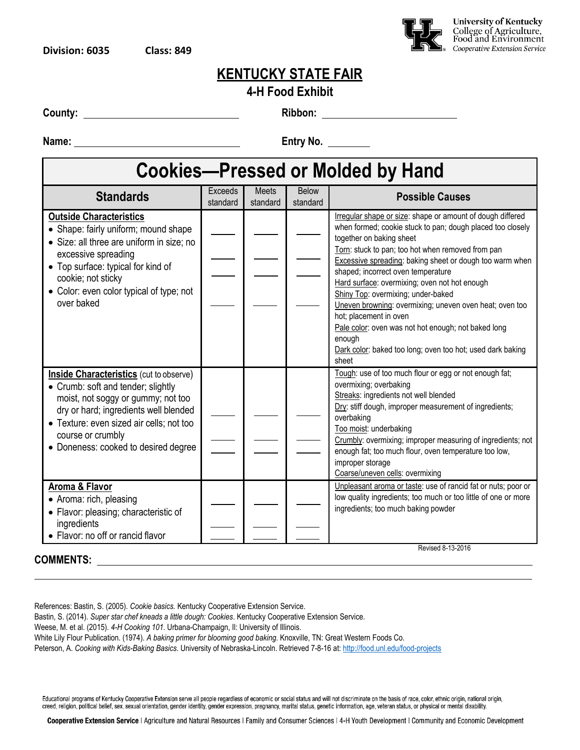**Division: 6035** **Class: 849**

University of Kentucky
College of Agriculture, Food and Environment
Cooperative Extension Service

# KENTUCKY STATE FAIR

## 4-H Food Exhibit

**County:** ______________________ **Ribbon:** ______________________

**Name:** ______________________ **Entry No.** ________

## Cookies—Pressed or Molded by Hand

| Standards | Exceeds standard | Meets standard | Below standard | Possible Causes |
|---|---|---|---|---|
| **Outside Characteristics**<br>• Shape: fairly uniform; mound shape<br>• Size: all three are uniform in size; no excessive spreading<br>• Top surface: typical for kind of cookie; not sticky<br>• Color: even color typical of type; not over baked | ____<br>____<br>____<br>____ | ____<br>____<br>____<br>____ | ____<br>____<br>____<br>____ | Irregular shape or size: shape or amount of dough differed when formed; cookie stuck to pan; dough placed too closely together on baking sheet<br>Torn: stuck to pan; too hot when removed from pan<br>Excessive spreading: baking sheet or dough too warm when shaped; incorrect oven temperature<br>Hard surface: overmixing; oven not hot enough<br>Shiny Top: overmixing; under-baked<br>Uneven browning: overmixing; uneven oven heat; oven too hot; placement in oven<br>Pale color: oven was not hot enough; not baked long enough<br>Dark color: baked too long; oven too hot; used dark baking sheet |
| **Inside Characteristics** (cut to observe)<br>• Crumb: soft and tender; slightly moist, not soggy or gummy; not too dry or hard; ingredients well blended<br>• Texture: even sized air cells; not too course or crumbly<br>• Doneness: cooked to desired degree | ____<br>____<br>____ | ____<br>____<br>____ | ____<br>____<br>____ | Tough: use of too much flour or egg or not enough fat; overmixing; overbaking<br>Streaks: ingredients not well blended<br>Dry: stiff dough, improper measurement of ingredients; overbaking<br>Too moist: underbaking<br>Crumbly: overmixing; improper measuring of ingredients; not enough fat; too much flour, oven temperature too low, improper storage<br>Coarse/uneven cells: overmixing |
| **Aroma & Flavor**<br>• Aroma: rich, pleasing<br>• Flavor: pleasing; characteristic of ingredients<br>• Flavor: no off or rancid flavor | ____<br>____<br>____ | ____<br>____<br>____ | ____<br>____<br>____ | Unpleasant aroma or taste: use of rancid fat or nuts; poor or low quality ingredients; too much or too little of one or more ingredients; too much baking powder |

Revised 8-13-2016

**COMMENTS:** ______________________________________________

References: Bastin, S. (2005). *Cookie basics.* Kentucky Cooperative Extension Service.
Bastin, S. (2014). *Super star chef kneads a little dough: Cookies*. Kentucky Cooperative Extension Service.
Weese, M. et al. (2015). *4-H Cooking 101*. Urbana-Champaign, Il: University of Illinois.
White Lily Flour Publication. (1974). *A baking primer for blooming good baking*. Knoxville, TN: Great Western Foods Co.
Peterson, A. *Cooking with Kids-Baking Basics*. University of Nebraska-Lincoln. Retrieved 7-8-16 at: http://food.unl.edu/food-projects

Educational programs of Kentucky Cooperative Extension serve all people regardless of economic or social status and will not discriminate on the basis of race, color, ethnic origin, national origin, creed, religion, political belief, sex, sexual orientation, gender identity, gender expression, pregnancy, marital status, genetic information, age, veteran status, or physical or mental disability.

**Cooperative Extension Service** | Agriculture and Natural Resources | Family and Consumer Sciences | 4-H Youth Development | Community and Economic Development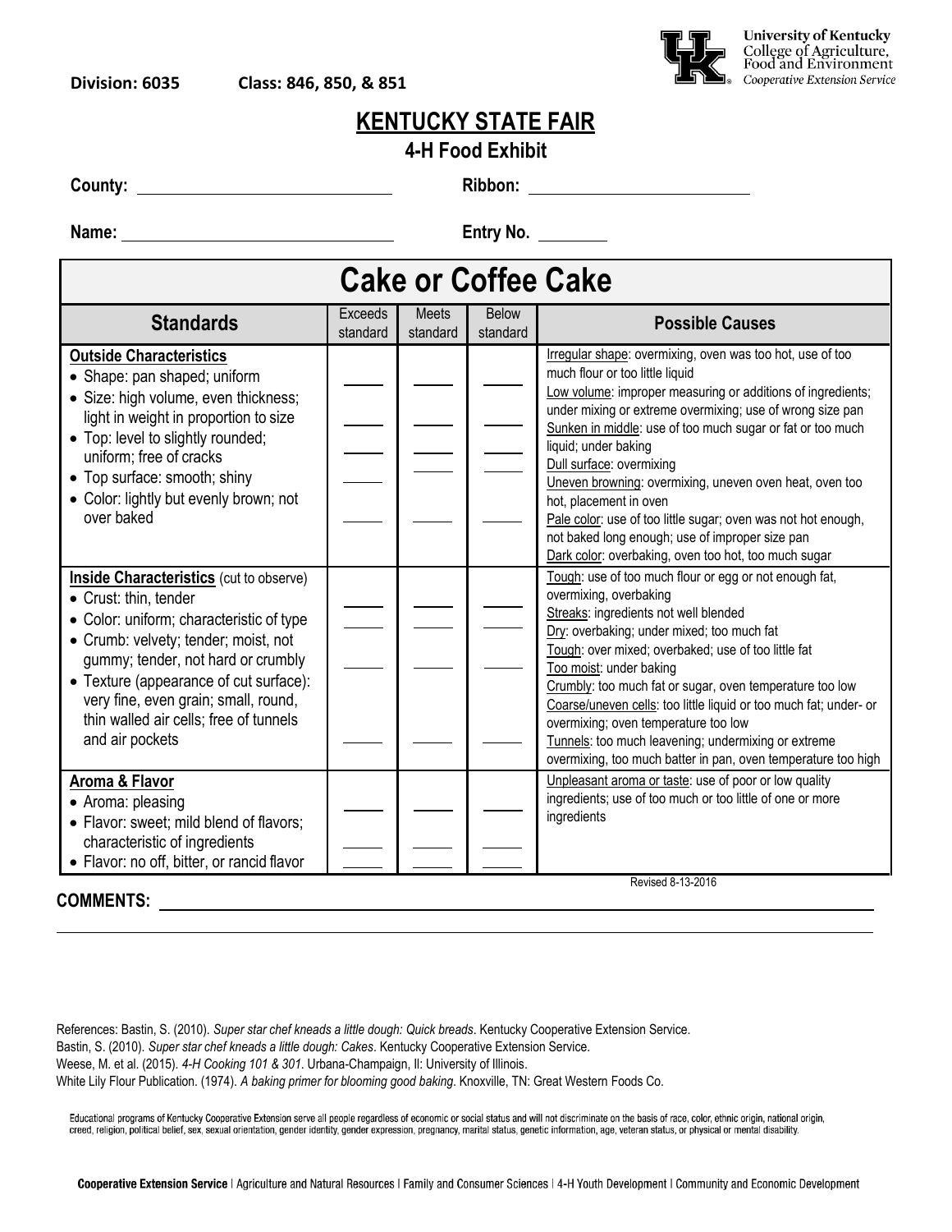**Division: 6035** **Class: 846, 850, & 851**

University of Kentucky
College of Agriculture, Food and Environment
Cooperative Extension Service

# KENTUCKY STATE FAIR

## 4-H Food Exhibit

**County:** ______________________ **Ribbon:** ______________________

**Name:** ______________________ **Entry No.** ________

## Cake or Coffee Cake

| Standards | Exceeds standard | Meets standard | Below standard | Possible Causes |
|---|---|---|---|---|
| **Outside Characteristics**<br>• Shape: pan shaped; uniform<br>• Size: high volume, even thickness; light in weight in proportion to size<br>• Top: level to slightly rounded; uniform; free of cracks<br>• Top surface: smooth; shiny<br>• Color: lightly but evenly brown; not over baked | ____<br>____<br>____<br>____<br>____ | ____<br>____<br>____<br>____<br>____ | ____<br>____<br>____<br>____<br>____ | Irregular shape: overmixing, oven was too hot, use of too much flour or too little liquid<br>Low volume: improper measuring or additions of ingredients; under mixing or extreme overmixing; use of wrong size pan<br>Sunken in middle: use of too much sugar or fat or too much liquid; under baking<br>Dull surface: overmixing<br>Uneven browning: overmixing, uneven oven heat, oven too hot, placement in oven<br>Pale color: use of too little sugar; oven was not hot enough, not baked long enough; use of improper size pan<br>Dark color: overbaking, oven too hot, too much sugar |
| **Inside Characteristics** (cut to observe)<br>• Crust: thin, tender<br>• Color: uniform; characteristic of type<br>• Crumb: velvety; tender; moist, not gummy; tender, not hard or crumbly<br>• Texture (appearance of cut surface): very fine, even grain; small, round, thin walled air cells; free of tunnels and air pockets | ____<br>____<br>____<br>____ | ____<br>____<br>____<br>____ | ____<br>____<br>____<br>____ | Tough: use of too much flour or egg or not enough fat, overmixing, overbaking<br>Streaks: ingredients not well blended<br>Dry: overbaking; under mixed; too much fat<br>Tough: over mixed; overbaked; use of too little fat<br>Too moist: under baking<br>Crumbly: too much fat or sugar, oven temperature too low<br>Coarse/uneven cells: too little liquid or too much fat; under- or overmixing; oven temperature too low<br>Tunnels: too much leavening; undermixing or extreme overmixing, too much batter in pan, oven temperature too high |
| **Aroma & Flavor**<br>• Aroma: pleasing<br>• Flavor: sweet; mild blend of flavors; characteristic of ingredients<br>• Flavor: no off, bitter, or rancid flavor | ____<br>____<br>____ | ____<br>____<br>____ | ____<br>____<br>____ | Unpleasant aroma or taste: use of poor or low quality ingredients; use of too much or too little of one or more ingredients |

Revised 8-13-2016

**COMMENTS:** ____________________________________________

References: Bastin, S. (2010). *Super star chef kneads a little dough: Quick breads*. Kentucky Cooperative Extension Service.
Bastin, S. (2010). *Super star chef kneads a little dough: Cakes*. Kentucky Cooperative Extension Service.
Weese, M. et al. (2015). *4-H Cooking 101 & 301*. Urbana-Champaign, Il: University of Illinois.
White Lily Flour Publication. (1974). *A baking primer for blooming good baking*. Knoxville, TN: Great Western Foods Co.

Educational programs of Kentucky Cooperative Extension serve all people regardless of economic or social status and will not discriminate on the basis of race, color, ethnic origin, national origin, creed, religion, political belief, sex, sexual orientation, gender identity, gender expression, pregnancy, marital status, genetic information, age, veteran status, or physical or mental disability.

**Cooperative Extension Service** | Agriculture and Natural Resources | Family and Consumer Sciences | 4-H Youth Development | Community and Economic Development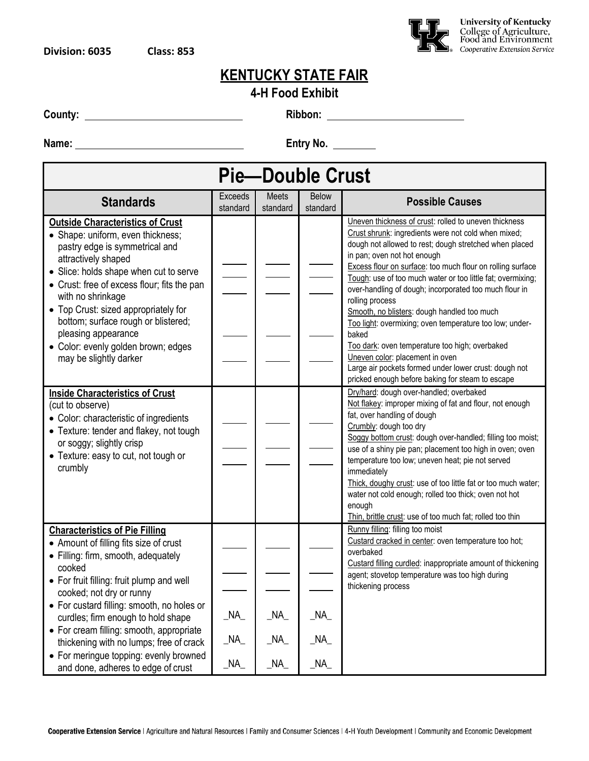Division: 6035 Class: 853

University of Kentucky
College of Agriculture, Food and Environment
Cooperative Extension Service

# KENTUCKY STATE FAIR

## 4-H Food Exhibit

**County:** ____________________ **Ribbon:** ____________________

**Name:** ____________________ **Entry No.** ________

# Pie—Double Crust

| Standards | Exceeds standard | Meets standard | Below standard | Possible Causes |
|---|---|---|---|---|
| **Outside Characteristics of Crust**<br>• Shape: uniform, even thickness; pastry edge is symmetrical and attractively shaped<br>• Slice: holds shape when cut to serve<br>• Crust: free of excess flour; fits the pan with no shrinkage<br>• Top Crust: sized appropriately for bottom; surface rough or blistered; pleasing appearance<br>• Color: evenly golden brown; edges may be slightly darker | ____<br>____<br>____<br>____<br>____ | ____<br>____<br>____<br>____<br>____ | ____<br>____<br>____<br>____<br>____ | Uneven thickness of crust: rolled to uneven thickness<br>Crust shrunk: ingredients were not cold when mixed; dough not allowed to rest; dough stretched when placed in pan; oven not hot enough<br>Excess flour on surface: too much flour on rolling surface<br>Tough: use of too much water or too little fat; overmixing; over-handling of dough; incorporated too much flour in rolling process<br>Smooth, no blisters: dough handled too much<br>Too light: overmixing; oven temperature too low; under-baked<br>Too dark: oven temperature too high; overbaked<br>Uneven color: placement in oven<br>Large air pockets formed under lower crust: dough not pricked enough before baking for steam to escape |
| **Inside Characteristics of Crust**<br>(cut to observe)<br>• Color: characteristic of ingredients<br>• Texture: tender and flakey, not tough or soggy; slightly crisp<br>• Texture: easy to cut, not tough or crumbly | ____<br>____<br>____ | ____<br>____<br>____ | ____<br>____<br>____ | Dry/hard: dough over-handled; overbaked<br>Not flakey: improper mixing of fat and flour, not enough fat, over handling of dough<br>Crumbly: dough too dry<br>Soggy bottom crust: dough over-handled; filling too moist; use of a shiny pie pan; placement too high in oven; oven temperature too low; uneven heat; pie not served immediately<br>Thick, doughy crust: use of too little fat or too much water; water not cold enough; rolled too thick; oven not hot enough<br>Thin, brittle crust: use of too much fat; rolled too thin |
| **Characteristics of Pie Filling**<br>• Amount of filling fits size of crust<br>• Filling: firm, smooth, adequately cooked<br>• For fruit filling: fruit plump and well cooked; not dry or runny<br>• For custard filling: smooth, no holes or curdles; firm enough to hold shape<br>• For cream filling: smooth, appropriate thickening with no lumps; free of crack<br>• For meringue topping: evenly browned and done, adheres to edge of crust | ____<br>____<br>____<br>_NA_<br>_NA_<br>_NA_ | ____<br>____<br>____<br>_NA_<br>_NA_<br>_NA_ | ____<br>____<br>____<br>_NA_<br>_NA_<br>_NA_ | Runny filling: filling too moist<br>Custard cracked in center: oven temperature too hot; overbaked<br>Custard filling curdled: inappropriate amount of thickening agent; stovetop temperature was too high during thickening process |

**Cooperative Extension Service** | Agriculture and Natural Resources | Family and Consumer Sciences | 4-H Youth Development | Community and Economic Development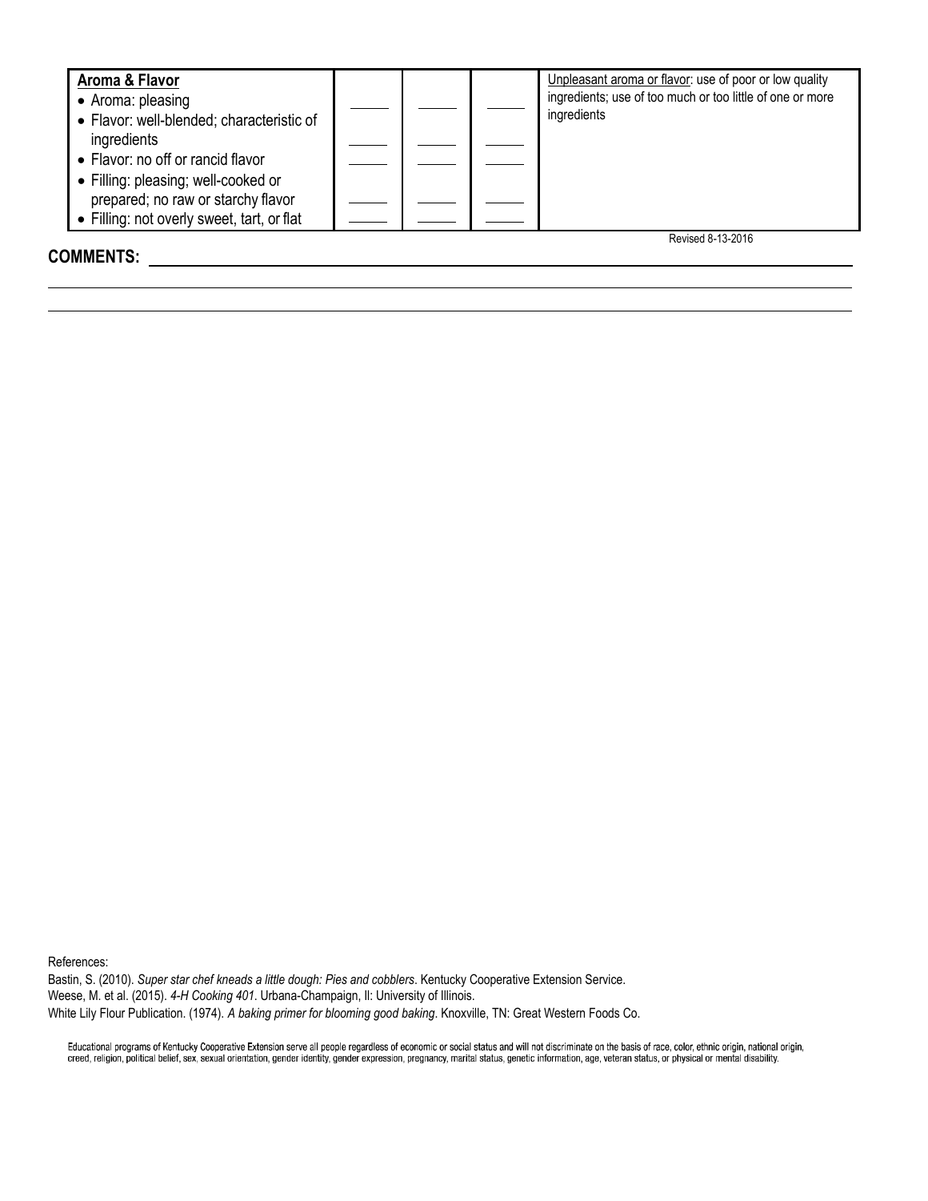| **Aroma & Flavor** | | | | |
|---|---|---|---|---|
| • Aroma: pleasing | _____ | _____ | _____ | Unpleasant aroma or flavor: use of poor or low quality ingredients; use of too much or too little of one or more ingredients |
| • Flavor: well-blended; characteristic of ingredients | _____ | _____ | _____ | |
| • Flavor: no off or rancid flavor | _____ | _____ | _____ | |
| • Filling: pleasing; well-cooked or prepared; no raw or starchy flavor | _____ | _____ | _____ | |
| • Filling: not overly sweet, tart, or flat | _____ | _____ | _____ | |

Revised 8-13-2016

**COMMENTS:** ________________________________________________________________

________________________________________________________________________

________________________________________________________________________

References:

Bastin, S. (2010). *Super star chef kneads a little dough: Pies and cobblers*. Kentucky Cooperative Extension Service.

Weese, M. et al. (2015). *4-H Cooking 401*. Urbana-Champaign, Il: University of Illinois.

White Lily Flour Publication. (1974). *A baking primer for blooming good baking*. Knoxville, TN: Great Western Foods Co.

Educational programs of Kentucky Cooperative Extension serve all people regardless of economic or social status and will not discriminate on the basis of race, color, ethnic origin, national origin, creed, religion, political belief, sex, sexual orientation, gender identity, gender expression, pregnancy, marital status, genetic information, age, veteran status, or physical or mental disability.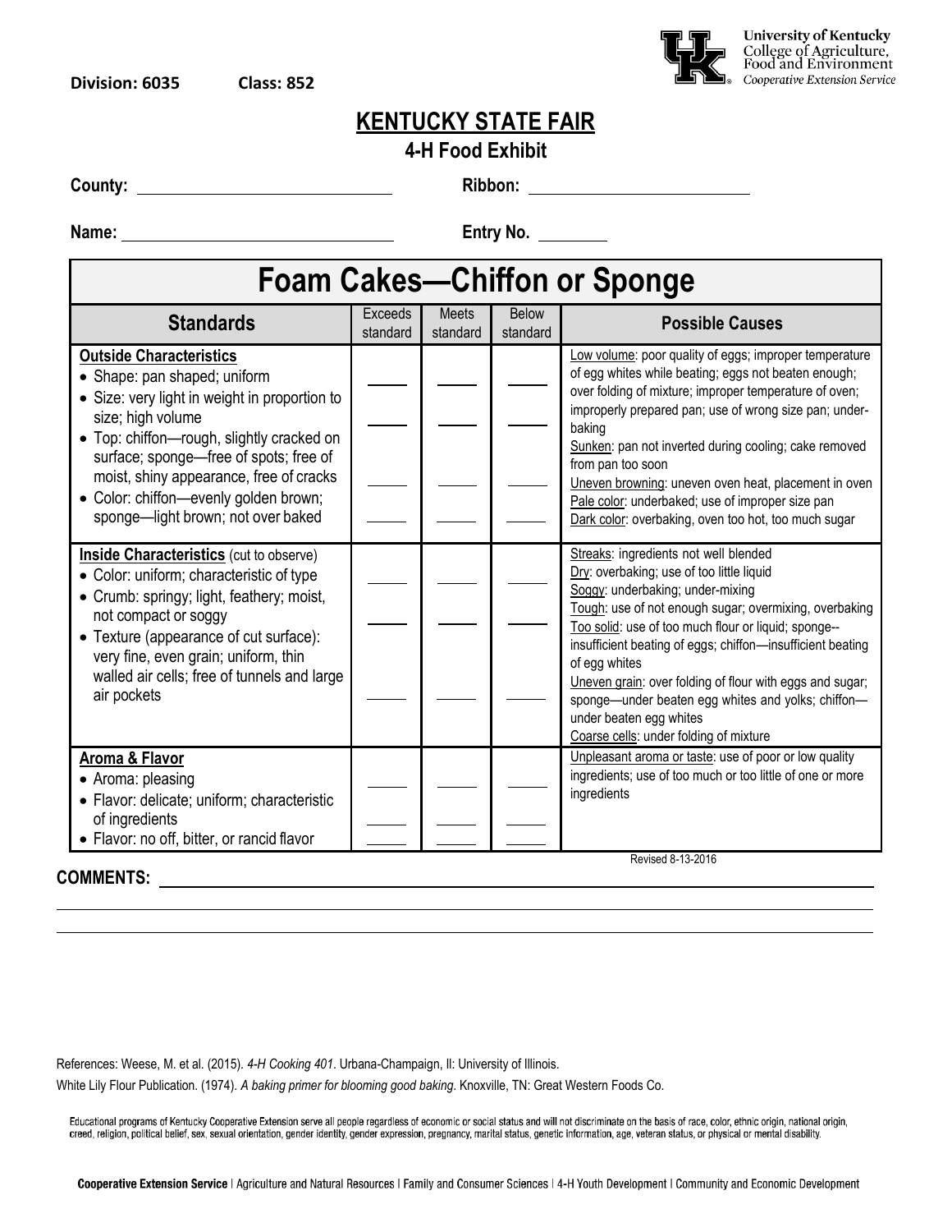**Division: 6035** **Class: 852**

University of Kentucky
College of Agriculture, Food and Environment
*Cooperative Extension Service*

# KENTUCKY STATE FAIR

**4-H Food Exhibit**

**County:** ______________________ **Ribbon:** ______________________

**Name:** ______________________ **Entry No.** ________

## Foam Cakes—Chiffon or Sponge

| Standards | Exceeds standard | Meets standard | Below standard | Possible Causes |
|---|---|---|---|---|
| **Outside Characteristics**<br>• Shape: pan shaped; uniform<br>• Size: very light in weight in proportion to size; high volume<br>• Top: chiffon—rough, slightly cracked on surface; sponge—free of spots; free of moist, shiny appearance, free of cracks<br>• Color: chiffon—evenly golden brown; sponge—light brown; not over baked | ____<br>____<br>____<br>____ | ____<br>____<br>____<br>____ | ____<br>____<br>____<br>____ | Low volume: poor quality of eggs; improper temperature of egg whites while beating; eggs not beaten enough; over folding of mixture; improper temperature of oven; improperly prepared pan; use of wrong size pan; under-baking<br>Sunken: pan not inverted during cooling; cake removed from pan too soon<br>Uneven browning: uneven oven heat, placement in oven<br>Pale color: underbaked; use of improper size pan<br>Dark color: overbaking, oven too hot, too much sugar |
| **Inside Characteristics** (cut to observe)<br>• Color: uniform; characteristic of type<br>• Crumb: springy; light, feathery; moist, not compact or soggy<br>• Texture (appearance of cut surface): very fine, even grain; uniform, thin walled air cells; free of tunnels and large air pockets | ____<br>____<br>____ | ____<br>____<br>____ | ____<br>____<br>____ | Streaks: ingredients not well blended<br>Dry: overbaking; use of too little liquid<br>Soggy: underbaking; under-mixing<br>Tough: use of not enough sugar; overmixing, overbaking<br>Too solid: use of too much flour or liquid; sponge--insufficient beating of eggs; chiffon—insufficient beating of egg whites<br>Uneven grain: over folding of flour with eggs and sugar; sponge—under beaten egg whites and yolks; chiffon—under beaten egg whites<br>Coarse cells: under folding of mixture |
| **Aroma & Flavor**<br>• Aroma: pleasing<br>• Flavor: delicate; uniform; characteristic of ingredients<br>• Flavor: no off, bitter, or rancid flavor | ____<br>____<br>____ | ____<br>____<br>____ | ____<br>____<br>____ | Unpleasant aroma or taste: use of poor or low quality ingredients; use of too much or too little of one or more ingredients |

Revised 8-13-2016

**COMMENTS:** ______________________________________________

References: Weese, M. et al. (2015). *4-H Cooking 401*. Urbana-Champaign, Il: University of Illinois.

White Lily Flour Publication. (1974). *A baking primer for blooming good baking*. Knoxville, TN: Great Western Foods Co.

Educational programs of Kentucky Cooperative Extension serve all people regardless of economic or social status and will not discriminate on the basis of race, color, ethnic origin, national origin, creed, religion, political belief, sex, sexual orientation, gender identity, gender expression, pregnancy, marital status, genetic information, age, veteran status, or physical or mental disability.

**Cooperative Extension Service** | Agriculture and Natural Resources | Family and Consumer Sciences | 4-H Youth Development | Community and Economic Development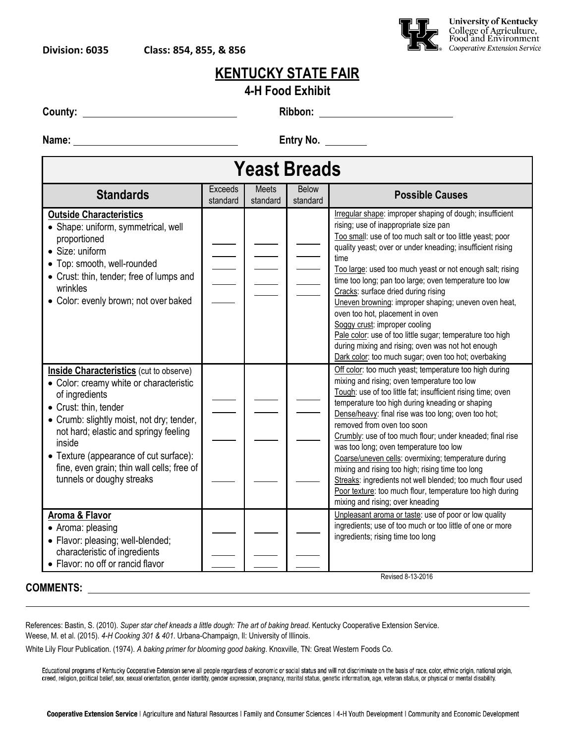**Division: 6035** **Class: 854, 855, & 856**

University of Kentucky
College of Agriculture, Food and Environment
Cooperative Extension Service

# KENTUCKY STATE FAIR

## 4-H Food Exhibit

**County:** ____________________ **Ribbon:** ____________________

**Name:** ____________________ **Entry No.** ________

## Yeast Breads

| Standards | Exceeds standard | Meets standard | Below standard | Possible Causes |
|---|---|---|---|---|
| **Outside Characteristics**<br>• Shape: uniform, symmetrical, well proportioned<br>• Size: uniform<br>• Top: smooth, well-rounded<br>• Crust: thin, tender; free of lumps and wrinkles<br>• Color: evenly brown; not over baked | ____<br>____<br>____<br>____<br>____ | ____<br>____<br>____<br>____ | ____<br>____<br>____<br>____ | Irregular shape: improper shaping of dough; insufficient rising; use of inappropriate size pan<br>Too small: use of too much salt or too little yeast; poor quality yeast; over or under kneading; insufficient rising time<br>Too large: used too much yeast or not enough salt; rising time too long; pan too large; oven temperature too low<br>Cracks: surface dried during rising<br>Uneven browning: improper shaping; uneven oven heat, oven too hot, placement in oven<br>Soggy crust: improper cooling<br>Pale color: use of too little sugar; temperature too high during mixing and rising; oven was not hot enough<br>Dark color: too much sugar; oven too hot; overbaking |
| **Inside Characteristics** (cut to observe)<br>• Color: creamy white or characteristic of ingredients<br>• Crust: thin, tender<br>• Crumb: slightly moist, not dry; tender, not hard; elastic and springy feeling inside<br>• Texture (appearance of cut surface): fine, even grain; thin wall cells; free of tunnels or doughy streaks | ____<br>____<br>____<br>____ | ____<br>____<br>____<br>____ | ____<br>____<br>____<br>____ | Off color: too much yeast; temperature too high during mixing and rising; oven temperature too low<br>Tough: use of too little fat; insufficient rising time; oven temperature too high during kneading or shaping<br>Dense/heavy: final rise was too long; oven too hot; removed from oven too soon<br>Crumbly: use of too much flour; under kneaded; final rise was too long; oven temperature too low<br>Coarse/uneven cells: overmixing; temperature during mixing and rising too high; rising time too long<br>Streaks: ingredients not well blended; too much flour used<br>Poor texture: too much flour, temperature too high during mixing and rising; over kneading |
| **Aroma & Flavor**<br>• Aroma: pleasing<br>• Flavor: pleasing; well-blended; characteristic of ingredients<br>• Flavor: no off or rancid flavor | ____<br>____<br>____ | ____<br>____<br>____ | ____<br>____<br>____ | Unpleasant aroma or taste: use of poor or low quality ingredients; use of too much or too little of one or more ingredients; rising time too long |

Revised 8-13-2016

**COMMENTS:** ________________________________________________

References: Bastin, S. (2010). *Super star chef kneads a little dough: The art of baking bread*. Kentucky Cooperative Extension Service.
Weese, M. et al. (2015). *4-H Cooking 301 & 401*. Urbana-Champaign, Il: University of Illinois.
White Lily Flour Publication. (1974). *A baking primer for blooming good baking*. Knoxville, TN: Great Western Foods Co.

Educational programs of Kentucky Cooperative Extension serve all people regardless of economic or social status and will not discriminate on the basis of race, color, ethnic origin, national origin, creed, religion, political belief, sex, sexual orientation, gender identity, gender expression, pregnancy, marital status, genetic information, age, veteran status, or physical or mental disability.

**Cooperative Extension Service** | Agriculture and Natural Resources | Family and Consumer Sciences | 4-H Youth Development | Community and Economic Development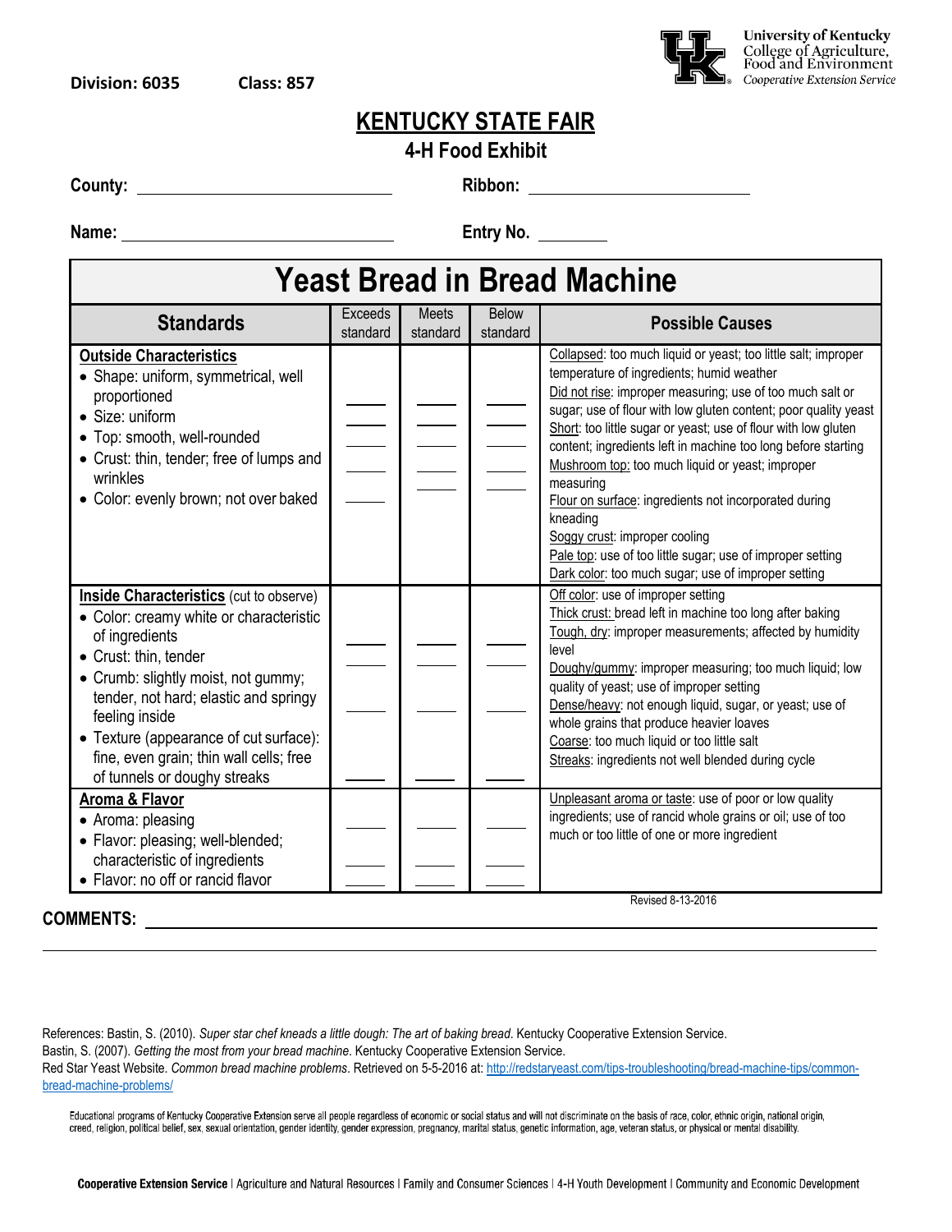Division: 6035 Class: 857

University of Kentucky
College of Agriculture, Food and Environment
Cooperative Extension Service

# KENTUCKY STATE FAIR

## 4-H Food Exhibit

**County:** ______________________ **Ribbon:** ______________________

**Name:** ______________________ **Entry No.** ________

## Yeast Bread in Bread Machine

| Standards | Exceeds standard | Meets standard | Below standard | Possible Causes |
|---|---|---|---|---|
| **Outside Characteristics**<br>• Shape: uniform, symmetrical, well proportioned<br>• Size: uniform<br>• Top: smooth, well-rounded<br>• Crust: thin, tender; free of lumps and wrinkles<br>• Color: evenly brown; not over baked | ____<br>____<br>____<br>____<br>____ | ____<br>____<br>____<br>____<br>____ | ____<br>____<br>____<br>____<br>____ | Collapsed: too much liquid or yeast; too little salt; improper temperature of ingredients; humid weather<br>Did not rise: improper measuring; use of too much salt or sugar; use of flour with low gluten content; poor quality yeast<br>Short: too little sugar or yeast; use of flour with low gluten content; ingredients left in machine too long before starting<br>Mushroom top: too much liquid or yeast; improper measuring<br>Flour on surface: ingredients not incorporated during kneading<br>Soggy crust: improper cooling<br>Pale top: use of too little sugar; use of improper setting<br>Dark color: too much sugar; use of improper setting |
| **Inside Characteristics** (cut to observe)<br>• Color: creamy white or characteristic of ingredients<br>• Crust: thin, tender<br>• Crumb: slightly moist, not gummy; tender, not hard; elastic and springy feeling inside<br>• Texture (appearance of cut surface): fine, even grain; thin wall cells; free of tunnels or doughy streaks | ____<br>____<br>____<br>____ | ____<br>____<br>____<br>____ | ____<br>____<br>____<br>____ | Off color: use of improper setting<br>Thick crust: bread left in machine too long after baking<br>Tough, dry: improper measurements; affected by humidity level<br>Doughy/gummy: improper measuring; too much liquid; low quality of yeast; use of improper setting<br>Dense/heavy: not enough liquid, sugar, or yeast; use of whole grains that produce heavier loaves<br>Coarse: too much liquid or too little salt<br>Streaks: ingredients not well blended during cycle |
| **Aroma & Flavor**<br>• Aroma: pleasing<br>• Flavor: pleasing; well-blended; characteristic of ingredients<br>• Flavor: no off or rancid flavor | ____<br>____<br>____ | ____<br>____<br>____ | ____<br>____<br>____ | Unpleasant aroma or taste: use of poor or low quality ingredients; use of rancid whole grains or oil; use of too much or too little of one or more ingredient |

Revised 8-13-2016

**COMMENTS:** ______________________________________________________________

References: Bastin, S. (2010). *Super star chef kneads a little dough: The art of baking bread*. Kentucky Cooperative Extension Service.
Bastin, S. (2007). *Getting the most from your bread machine*. Kentucky Cooperative Extension Service.
Red Star Yeast Website. *Common bread machine problems*. Retrieved on 5-5-2016 at: http://redstaryeast.com/tips-troubleshooting/bread-machine-tips/common-bread-machine-problems/

Educational programs of Kentucky Cooperative Extension serve all people regardless of economic or social status and will not discriminate on the basis of race, color, ethnic origin, national origin, creed, religion, political belief, sex, sexual orientation, gender identity, gender expression, pregnancy, marital status, genetic information, age, veteran status, or physical or mental disability.

**Cooperative Extension Service** | Agriculture and Natural Resources | Family and Consumer Sciences | 4-H Youth Development | Community and Economic Development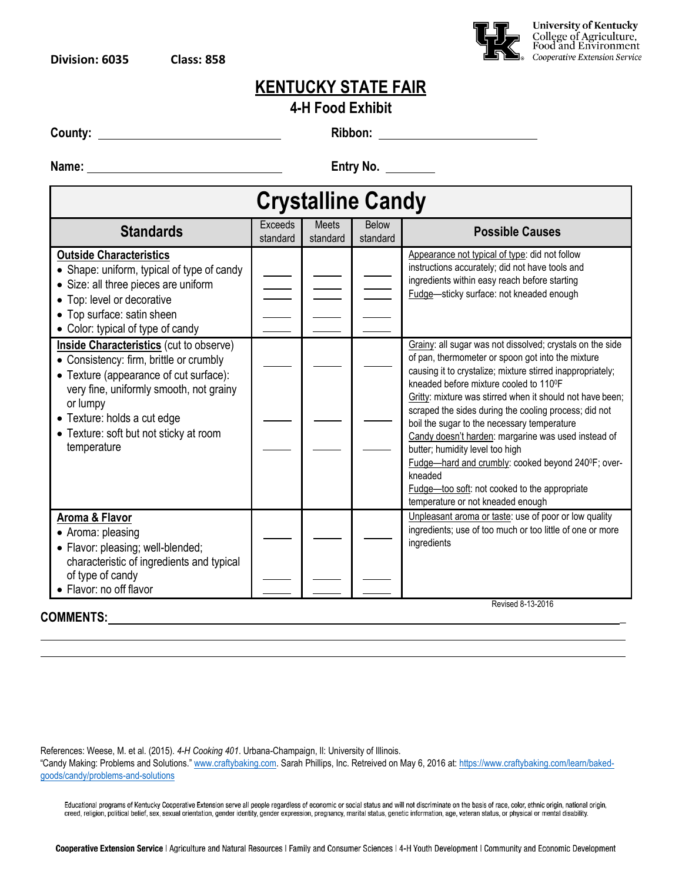**Division: 6035** **Class: 858**

University of Kentucky
College of Agriculture, Food and Environment
*Cooperative Extension Service*

# KENTUCKY STATE FAIR

## 4-H Food Exhibit

**County:** ____________________ **Ribbon:** ____________________

**Name:** ____________________ **Entry No.** ________

| Crystalline Candy | | | | |
|---|---|---|---|---|
| **Standards** | Exceeds standard | Meets standard | Below standard | **Possible Causes** |
| **Outside Characteristics**<br>• Shape: uniform, typical of type of candy<br>• Size: all three pieces are uniform<br>• Top: level or decorative<br>• Top surface: satin sheen<br>• Color: typical of type of candy | ____<br>____<br>____<br>____<br>____ | ____<br>____<br>____<br>____<br>____ | ____<br>____<br>____<br>____<br>____ | Appearance not typical of type: did not follow instructions accurately; did not have tools and ingredients within easy reach before starting<br>Fudge—sticky surface: not kneaded enough |
| **Inside Characteristics** (cut to observe)<br>• Consistency: firm, brittle or crumbly<br>• Texture (appearance of cut surface): very fine, uniformly smooth, not grainy or lumpy<br>• Texture: holds a cut edge<br>• Texture: soft but not sticky at room temperature | ____<br>____<br>____<br>____ | ____<br>____<br>____<br>____ | ____<br>____<br>____<br>____ | Grainy: all sugar was not dissolved; crystals on the side of pan, thermometer or spoon got into the mixture causing it to crystalize; mixture stirred inappropriately; kneaded before mixture cooled to 110⁰F<br>Gritty: mixture was stirred when it should not have been; scraped the sides during the cooling process; did not boil the sugar to the necessary temperature<br>Candy doesn't harden: margarine was used instead of butter; humidity level too high<br>Fudge—hard and crumbly: cooked beyond 240⁰F; over-kneaded<br>Fudge—too soft: not cooked to the appropriate temperature or not kneaded enough |
| **Aroma & Flavor**<br>• Aroma: pleasing<br>• Flavor: pleasing; well-blended; characteristic of ingredients and typical of type of candy<br>• Flavor: no off flavor | ____<br>____<br>____ | ____<br>____<br>____ | ____<br>____<br>____ | Unpleasant aroma or taste: use of poor or low quality ingredients; use of too much or too little of one or more ingredients |

Revised 8-13-2016

**COMMENTS:** ______________________________________________________________

______________________________________________________________

______________________________________________________________

References: Weese, M. et al. (2015). *4-H Cooking 401*. Urbana-Champaign, Il: University of Illinois.
"Candy Making: Problems and Solutions." www.craftybaking.com. Sarah Phillips, Inc. Retreived on May 6, 2016 at: https://www.craftybaking.com/learn/baked-goods/candy/problems-and-solutions

Educational programs of Kentucky Cooperative Extension serve all people regardless of economic or social status and will not discriminate on the basis of race, color, ethnic origin, national origin, creed, religion, political belief, sex, sexual orientation, gender identity, gender expression, pregnancy, marital status, genetic information, age, veteran status, or physical or mental disability.

**Cooperative Extension Service** | Agriculture and Natural Resources | Family and Consumer Sciences | 4-H Youth Development | Community and Economic Development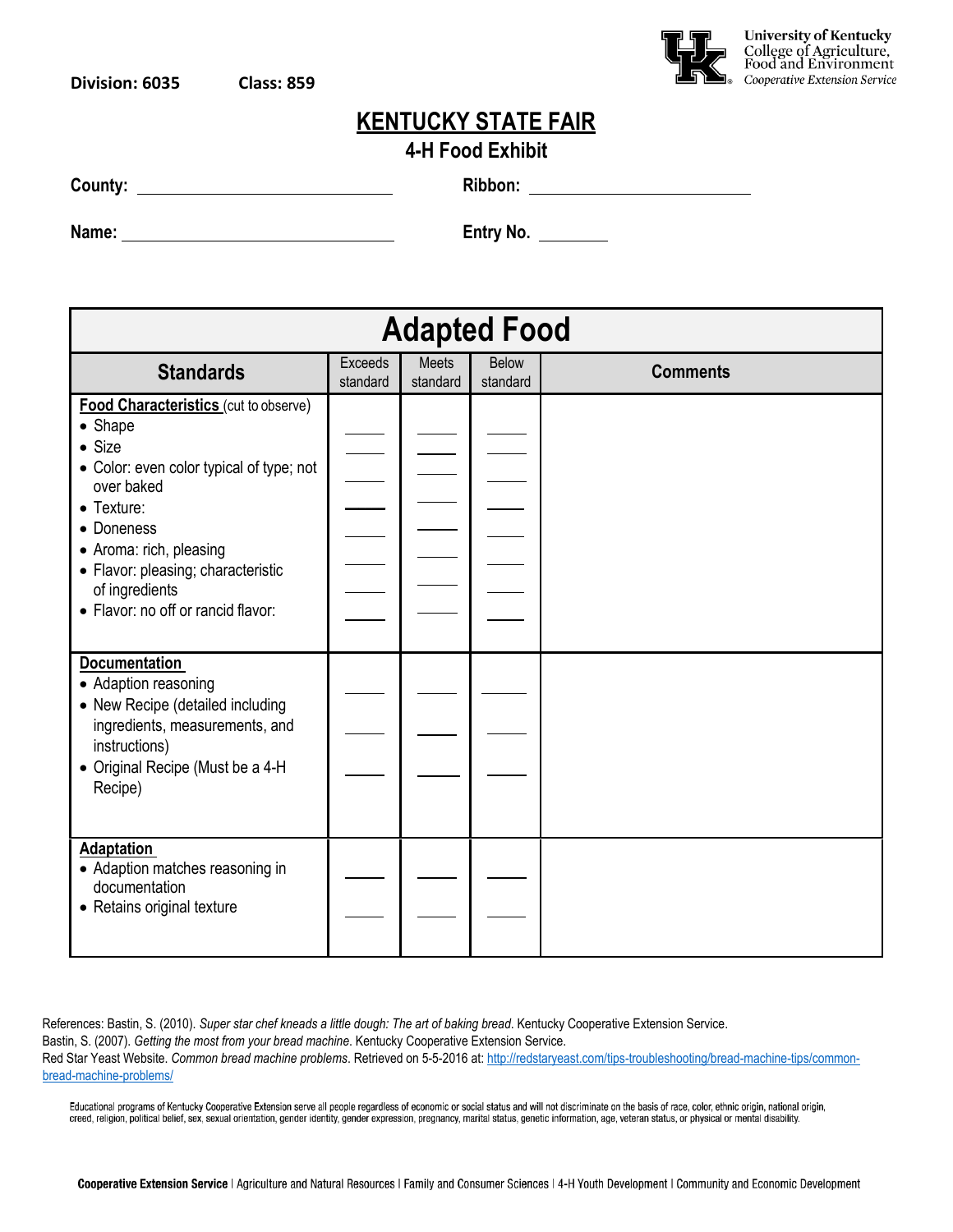Division: 6035 Class: 859

University of Kentucky
College of Agriculture, Food and Environment
*Cooperative Extension Service*

# KENTUCKY STATE FAIR

## 4-H Food Exhibit

**County:** ____________________ **Ribbon:** ____________________

**Name:** ____________________ **Entry No.** ________

| Adapted Food | | | | |
|---|---|---|---|---|
| **Standards** | Exceeds standard | Meets standard | Below standard | **Comments** |
| **Food Characteristics** (cut to observe)<br>• Shape<br>• Size<br>• Color: even color typical of type; not over baked<br>• Texture:<br>• Doneness<br>• Aroma: rich, pleasing<br>• Flavor: pleasing; characteristic of ingredients<br>• Flavor: no off or rancid flavor: | ____<br>____<br>____<br>____<br>____<br>____<br>____<br>____ | ____<br>____<br>____<br>____<br>____<br>____<br>____<br>____ | ____<br>____<br>____<br>____<br>____<br>____<br>____<br>____ | |
| **Documentation**<br>• Adaption reasoning<br>• New Recipe (detailed including ingredients, measurements, and instructions)<br>• Original Recipe (Must be a 4-H Recipe) | ____<br>____<br>____ | ____<br>____<br>____ | ____<br>____<br>____ | |
| **Adaptation**<br>• Adaption matches reasoning in documentation<br>• Retains original texture | ____<br>____ | ____<br>____ | ____<br>____ | |

References: Bastin, S. (2010). *Super star chef kneads a little dough: The art of baking bread*. Kentucky Cooperative Extension Service.
Bastin, S. (2007). *Getting the most from your bread machine*. Kentucky Cooperative Extension Service.
Red Star Yeast Website. *Common bread machine problems*. Retrieved on 5-5-2016 at: http://redstaryeast.com/tips-troubleshooting/bread-machine-tips/common-bread-machine-problems/

Educational programs of Kentucky Cooperative Extension serve all people regardless of economic or social status and will not discriminate on the basis of race, color, ethnic origin, national origin, creed, religion, political belief, sex, sexual orientation, gender identity, gender expression, pregnancy, marital status, genetic information, age, veteran status, or physical or mental disability.

**Cooperative Extension Service** | Agriculture and Natural Resources | Family and Consumer Sciences | 4-H Youth Development | Community and Economic Development